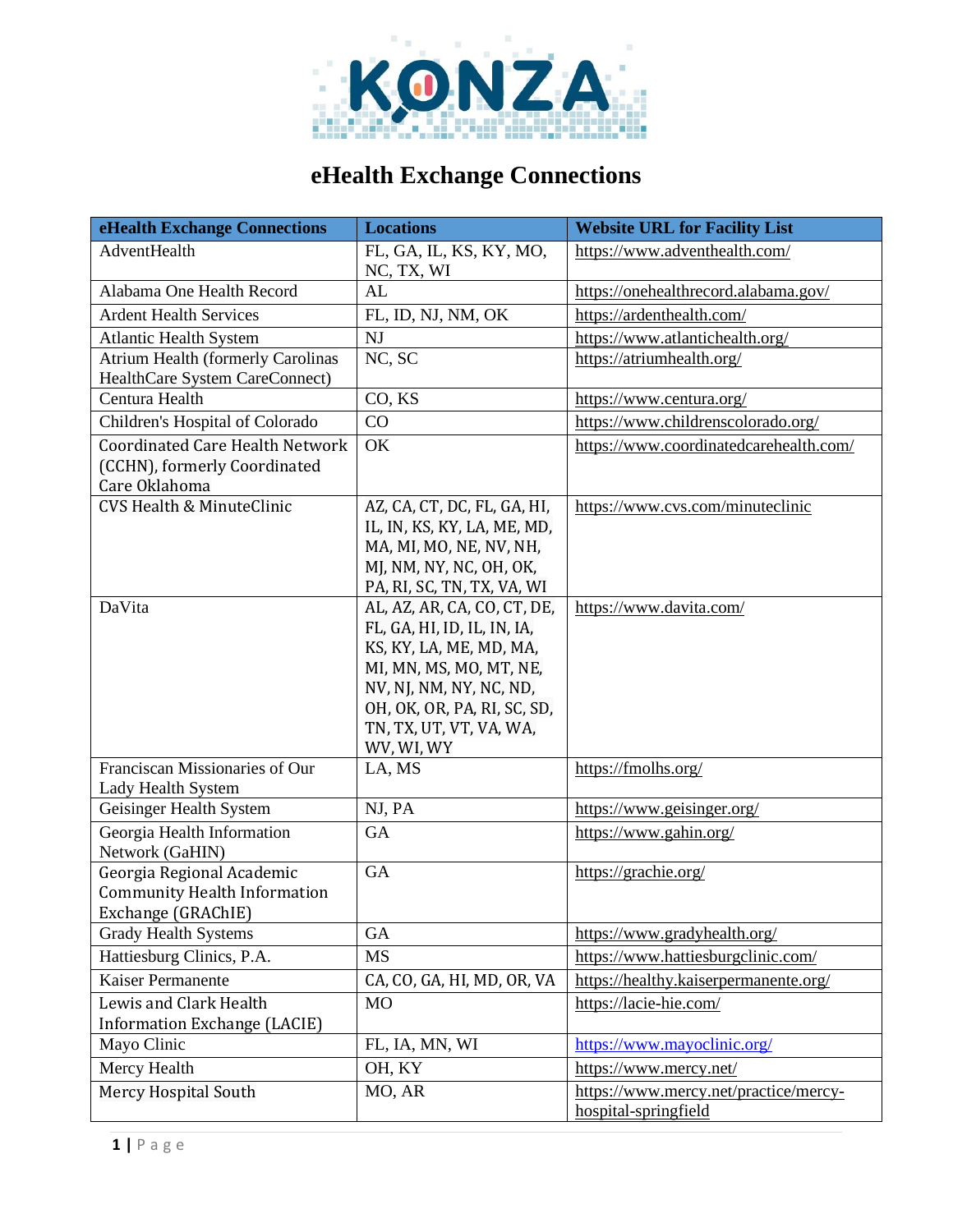# eHealth Exchange Connections

| eHealth Exchange Connections | Locations | Website URL for Facility List |
|---|---|---|
| AdventHealth | FL, GA, IL, KS, KY, MO, NC, TX, WI | https://www.adventhealth.com/ |
| Alabama One Health Record | AL | https://onehealthrecord.alabama.gov/ |
| Ardent Health Services | FL, ID, NJ, NM, OK | https://ardenthealth.com/ |
| Atlantic Health System | NJ | https://www.atlantichealth.org/ |
| Atrium Health (formerly Carolinas HealthCare System CareConnect) | NC, SC | https://atriumhealth.org/ |
| Centura Health | CO, KS | https://www.centura.org/ |
| Children's Hospital of Colorado | CO | https://www.childrenscolorado.org/ |
| Coordinated Care Health Network (CCHN), formerly Coordinated Care Oklahoma | OK | https://www.coordinatedcarehealth.com/ |
| CVS Health & MinuteClinic | AZ, CA, CT, DC, FL, GA, HI, IL, IN, KS, KY, LA, ME, MD, MA, MI, MO, NE, NV, NH, MJ, NM, NY, NC, OH, OK, PA, RI, SC, TN, TX, VA, WI | https://www.cvs.com/minuteclinic |
| DaVita | AL, AZ, AR, CA, CO, CT, DE, FL, GA, HI, ID, IL, IN, IA, KS, KY, LA, ME, MD, MA, MI, MN, MS, MO, MT, NE, NV, NJ, NM, NY, NC, ND, OH, OK, OR, PA, RI, SC, SD, TN, TX, UT, VT, VA, WA, WV, WI, WY | https://www.davita.com/ |
| Franciscan Missionaries of Our Lady Health System | LA, MS | https://fmolhs.org/ |
| Geisinger Health System | NJ, PA | https://www.geisinger.org/ |
| Georgia Health Information Network (GaHIN) | GA | https://www.gahin.org/ |
| Georgia Regional Academic Community Health Information Exchange (GRAChIE) | GA | https://grachie.org/ |
| Grady Health Systems | GA | https://www.gradyhealth.org/ |
| Hattiesburg Clinics, P.A. | MS | https://www.hattiesburgclinic.com/ |
| Kaiser Permanente | CA, CO, GA, HI, MD, OR, VA | https://healthy.kaiserpermanente.org/ |
| Lewis and Clark Health Information Exchange (LACIE) | MO | https://lacie-hie.com/ |
| Mayo Clinic | FL, IA, MN, WI | https://www.mayoclinic.org/ |
| Mercy Health | OH, KY | https://www.mercy.net/ |
| Mercy Hospital South | MO, AR | https://www.mercy.net/practice/mercy-hospital-springfield |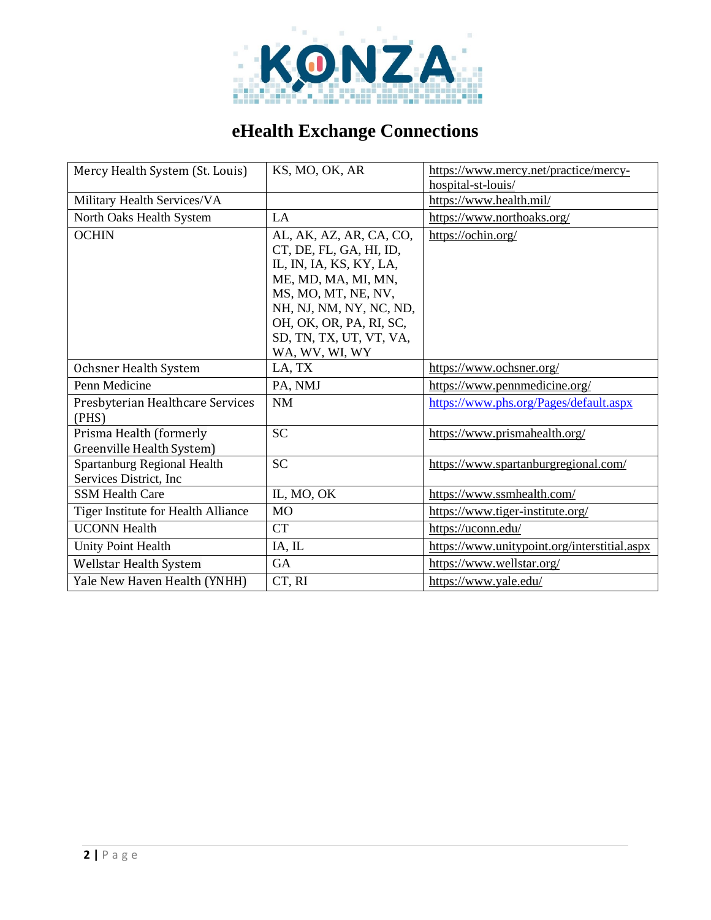# eHealth Exchange Connections

| | | |
|---|---|---|
| Mercy Health System (St. Louis) | KS, MO, OK, AR | https://www.mercy.net/practice/mercy-hospital-st-louis/ |
| Military Health Services/VA | | https://www.health.mil/ |
| North Oaks Health System | LA | https://www.northoaks.org/ |
| OCHIN | AL, AK, AZ, AR, CA, CO, CT, DE, FL, GA, HI, ID, IL, IN, IA, KS, KY, LA, ME, MD, MA, MI, MN, MS, MO, MT, NE, NV, NH, NJ, NM, NY, NC, ND, OH, OK, OR, PA, RI, SC, SD, TN, TX, UT, VT, VA, WA, WV, WI, WY | https://ochin.org/ |
| Ochsner Health System | LA, TX | https://www.ochsner.org/ |
| Penn Medicine | PA, NMJ | https://www.pennmedicine.org/ |
| Presbyterian Healthcare Services (PHS) | NM | https://www.phs.org/Pages/default.aspx |
| Prisma Health (formerly Greenville Health System) | SC | https://www.prismahealth.org/ |
| Spartanburg Regional Health Services District, Inc | SC | https://www.spartanburgregional.com/ |
| SSM Health Care | IL, MO, OK | https://www.ssmhealth.com/ |
| Tiger Institute for Health Alliance | MO | https://www.tiger-institute.org/ |
| UCONN Health | CT | https://uconn.edu/ |
| Unity Point Health | IA, IL | https://www.unitypoint.org/interstitial.aspx |
| Wellstar Health System | GA | https://www.wellstar.org/ |
| Yale New Haven Health (YNHH) | CT, RI | https://www.yale.edu/ |